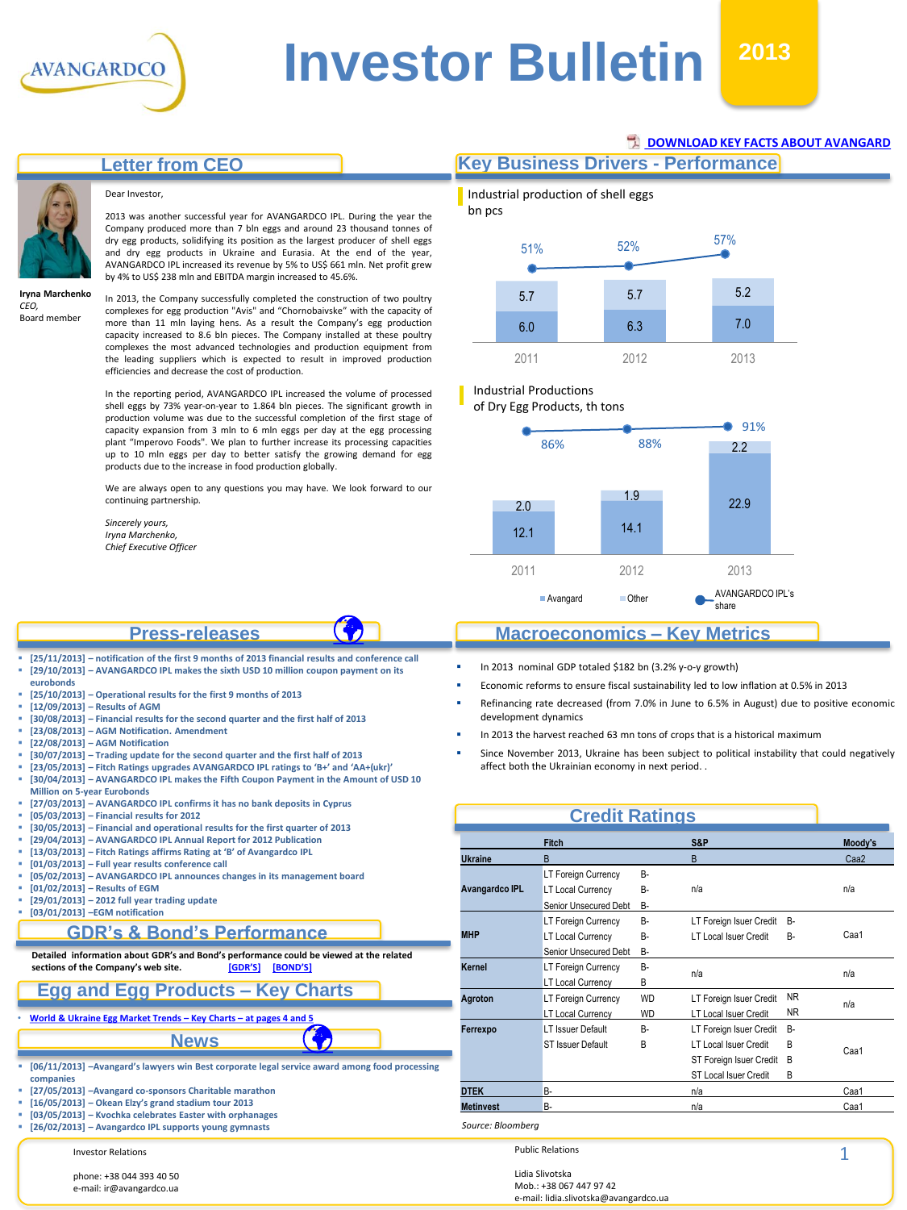# Investor Bulletin 2013

AVANGARDCO

DOWNLOAD KEY FACTS ABOUT AVANGARD

## Letter from CEO

Iryna Marchenko
*CEO,*
Board member

Dear Investor,

2013 was another successful year for AVANGARDCO IPL. During the year the Company produced more than 7 bln eggs and around 23 thousand tonnes of dry egg products, solidifying its position as the largest producer of shell eggs and dry egg products in Ukraine and Eurasia. At the end of the year, AVANGARDCO IPL increased its revenue by 5% to US$ 661 mln. Net profit grew by 4% to US$ 238 mln and EBITDA margin increased to 45.6%.

In 2013, the Company successfully completed the construction of two poultry complexes for egg production "Avis" and "Chornobaivske" with the capacity of more than 11 mln laying hens. As a result the Company's egg production capacity increased to 8.6 bln pieces. The Company installed at these poultry complexes the most advanced technologies and production equipment from the leading suppliers which is expected to result in improved production efficiencies and decrease the cost of production.

In the reporting period, AVANGARDCO IPL increased the volume of processed shell eggs by 73% year-on-year to 1.864 bln pieces. The significant growth in production volume was due to the successful completion of the first stage of capacity expansion from 3 mln to 6 mln eggs per day at the egg processing plant "Imperovo Foods". We plan to further increase its processing capacities up to 10 mln eggs per day to better satisfy the growing demand for egg products due to the increase in food production globally.

We are always open to any questions you may have. We look forward to our continuing partnership.

*Sincerely yours,*
*Iryna Marchenko,*
*Chief Executive Officer*

## Key Business Drivers - Performance

Industrial production of shell eggs
bn pcs

2011: 6.0, 5.7, 51%
2012: 6.3, 5.7, 52%
2013: 7.0, 5.2, 57%

Industrial Productions
of Dry Egg Products, th tons

2011: 12.1, 2.0, 86%
2012: 14.1, 1.9, 88%
2013: 22.9, 2.2, 91%

Avangard | Other | AVANGARDCO IPL's share

## Press-releases

- [25/11/2013] – notification of the first 9 months of 2013 financial results and conference call
- [29/10/2013] – AVANGARDCO IPL makes the sixth USD 10 million coupon payment on its eurobonds
- [25/10/2013] – Operational results for the first 9 months of 2013
- [12/09/2013] – Results of AGM
- [30/08/2013] – Financial results for the second quarter and the first half of 2013
- [23/08/2013] – AGM Notification. Amendment
- [22/08/2013] – AGM Notification
- [30/07/2013] – Trading update for the second quarter and the first half of 2013
- [23/05/2013] – Fitch Ratings upgrades AVANGARDCO IPL ratings to 'B+' and 'AA+(ukr)'
- [30/04/2013] – AVANGARDCO IPL makes the Fifth Coupon Payment in the Amount of USD 10 Million on 5-year Eurobonds
- [27/03/2013] – AVANGARDCO IPL confirms it has no bank deposits in Cyprus
- [05/03/2013] – Financial results for 2012
- [30/05/2013] – Financial and operational results for the first quarter of 2013
- [29/04/2013] – AVANGARDCO IPL Annual Report for 2012 Publication
- [13/03/2013] – Fitch Ratings affirms Rating at 'B' of Avangardco IPL
- [01/03/2013] – Full year results conference call
- [05/02/2013] – AVANGARDCO IPL announces changes in its management board
- [01/02/2013] – Results of EGM
- [29/01/2013] – 2012 full year trading update
- [03/01/2013] –EGM notification

## GDR's & Bond's Performance

**Detailed information about GDR's and Bond's performance could be viewed at the related sections of the Company's web site.** [GDR'S] [BOND'S]

## Egg and Egg Products – Key Charts

- World & Ukraine Egg Market Trends – Key Charts – at pages 4 and 5

## News

- [06/11/2013] –Avangard's lawyers win Best corporate legal service award among food processing companies
- [27/05/2013] –Avangard co-sponsors Charitable marathon
- [16/05/2013] – Okean Elzy's grand stadium tour 2013
- [03/05/2013] – Kvochka celebrates Easter with orphanages
- [26/02/2013] – Avangardco IPL supports young gymnasts

## Macroeconomics – Key Metrics

- In 2013 nominal GDP totaled $182 bn (3.2% y-o-y growth)
- Economic reforms to ensure fiscal sustainability led to low inflation at 0.5% in 2013
- Refinancing rate decreased (from 7.0% in June to 6.5% in August) due to positive economic development dynamics
- In 2013 the harvest reached 63 mn tons of crops that is a historical maximum
- Since November 2013, Ukraine has been subject to political instability that could negatively affect both the Ukrainian economy in next period. .

## Credit Ratings

| | Fitch | | S&P | | Moody's |
|---|---|---|---|---|---|
| Ukraine | B | | B | | Caa2 |
| Avangardco IPL | LT Foreign Currency | B- | n/a | | n/a |
| | LT Local Currency | B- | | | |
| | Senior Unsecured Debt | B- | | | |
| MHP | LT Foreign Currency | B- | LT Foreign Isuer Credit | B- | Caa1 |
| | LT Local Currency | B- | LT Local Isuer Credit | B- | |
| | Senior Unsecured Debt | B- | | | |
| Kernel | LT Foreign Currency | B- | n/a | | n/a |
| | LT Local Currency | B | | | |
| Agroton | LT Foreign Currency | WD | LT Foreign Isuer Credit | NR | n/a |
| | LT Local Currency | WD | LT Local Isuer Credit | NR | |
| Ferrexpo | LT Issuer Default | B- | LT Foreign Isuer Credit | B- | Caa1 |
| | ST Issuer Default | B | LT Local Isuer Credit | B | |
| | | | ST Foreign Isuer Credit | B | |
| | | | ST Local Isuer Credit | B | |
| DTEK | B- | | n/a | | Caa1 |
| Metinvest | B- | | n/a | | Caa1 |

*Source: Bloomberg*

Investor Relations

phone: +38 044 393 40 50
e-mail: ir@avangardco.ua

Public Relations

Lidia Slivotska
Mob.: +38 067 447 97 42
e-mail: lidia.slivotska@avangardco.ua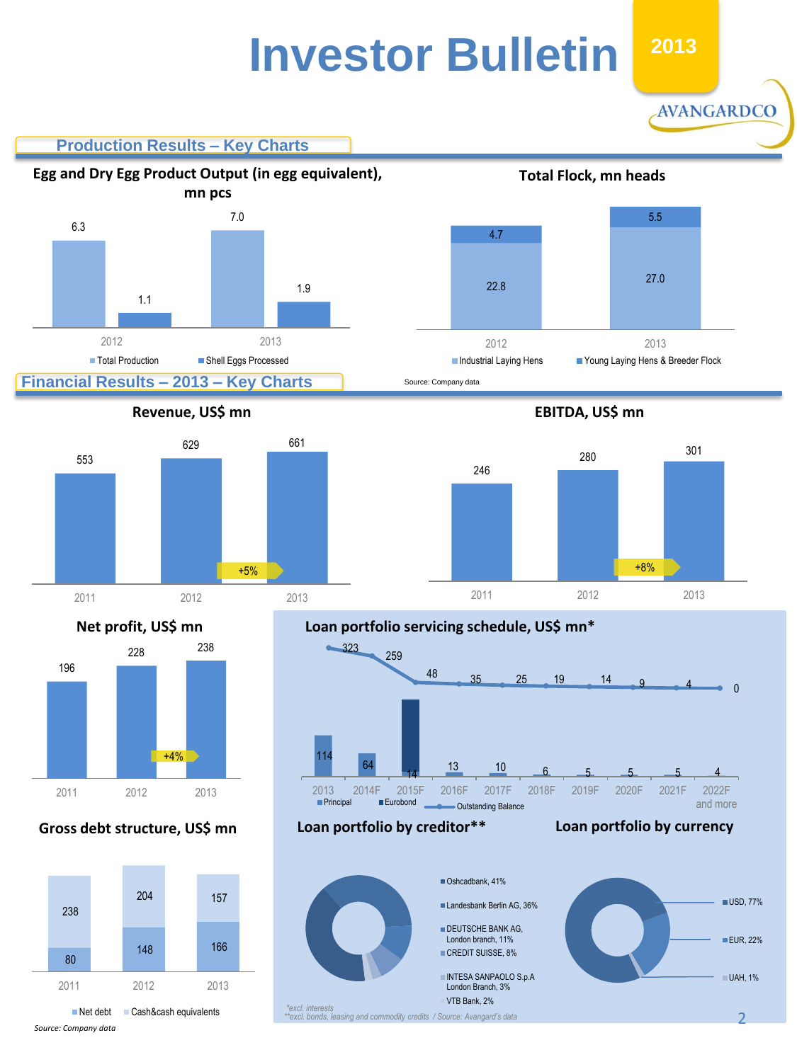# Investor Bulletin 2013

AVANGARDCO

## Production Results – Key Charts

### Egg and Dry Egg Product Output (in egg equivalent), mn pcs

6.3
1.1
7.0
1.9
2012
2013
Total Production
Shell Eggs Processed

### Total Flock, mn heads

4.7
22.8
5.5
27.0
2012
2013
Industrial Laying Hens
Young Laying Hens & Breeder Flock

Source: Company data

## Financial Results – 2013 – Key Charts

### Revenue, US$ mn

553
629
661
+5%
2011
2012
2013

### EBITDA, US$ mn

246
280
301
+8%
2011
2012
2013

### Net profit, US$ mn

196
228
238
+4%
2011
2012
2013

### Loan portfolio servicing schedule, US$ mn*

323
259
48
35
25
19
14
9
4
0
114
64
14
13
10
6
5
5
5
4
2013
2014F
2015F
2016F
2017F
2018F
2019F
2020F
2021F
2022F and more
Principal
Eurobond
Outstanding Balance

### Gross debt structure, US$ mn

238
80
204
148
157
166
2011
2012
2013
Net debt
Cash&cash equivalents

Source: Company data

### Loan portfolio by creditor**

Oschadbank, 41%
Landesbank Berlin AG, 36%
DEUTSCHE BANK AG, London branch, 11%
CREDIT SUISSE, 8%
INTESA SANPAOLO S.p.A London Branch, 3%
VTB Bank, 2%

### Loan portfolio by currency

USD, 77%
EUR, 22%
UAH, 1%

*excl. interests
**excl. bonds, leasing and commodity credits / Source: Avangard's data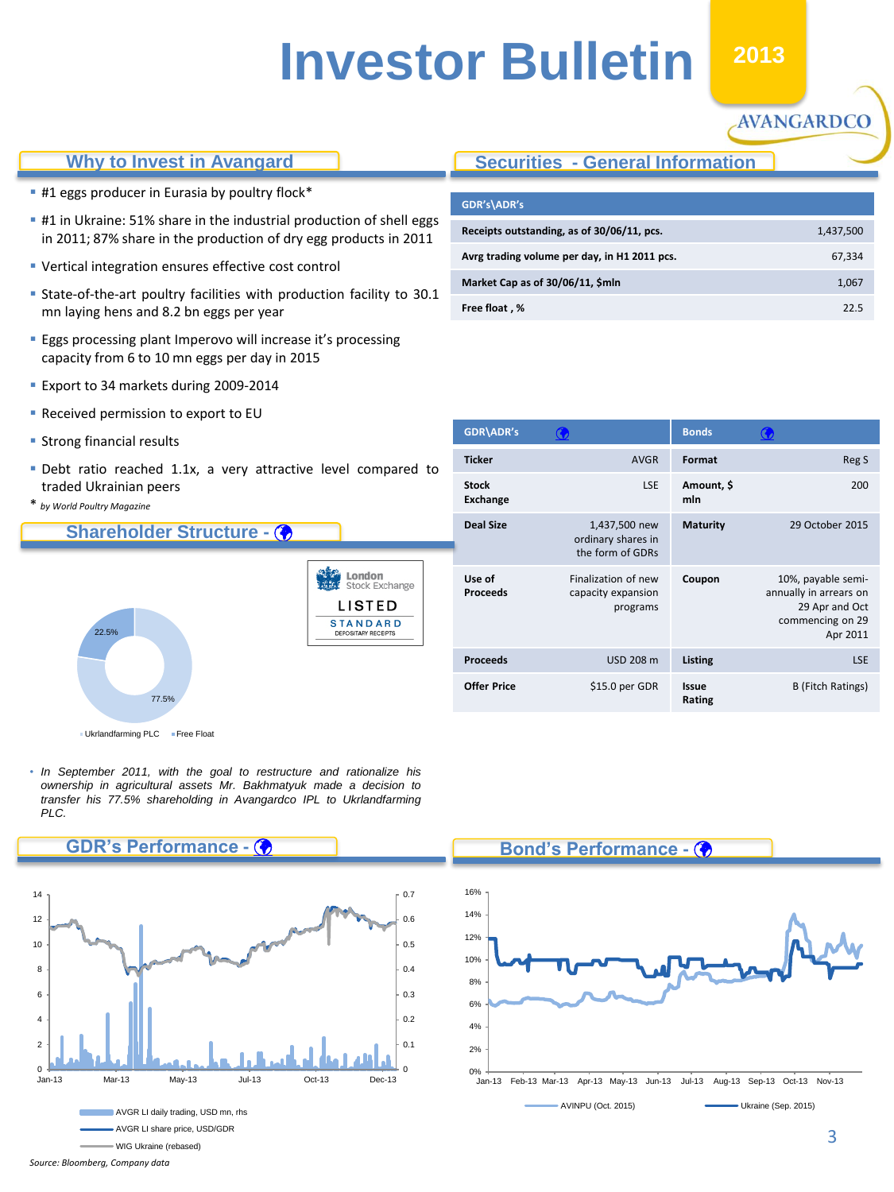# Investor Bulletin 2013

AVANGARDCO

## Why to Invest in Avangard

- #1 eggs producer in Eurasia by poultry flock*
- #1 in Ukraine: 51% share in the industrial production of shell eggs in 2011; 87% share in the production of dry egg products in 2011
- Vertical integration ensures effective cost control
- State-of-the-art poultry facilities with production facility to 30.1 mn laying hens and 8.2 bn eggs per year
- Eggs processing plant Imperovo will increase it's processing capacity from 6 to 10 mn eggs per day in 2015
- Export to 34 markets during 2009-2014
- Received permission to export to EU
- Strong financial results
- Debt ratio reached 1.1x, a very attractive level compared to traded Ukrainian peers

\* *by World Poultry Magazine*

## Securities - General Information

| GDR's\ADR's | |
|---|---|
| **Receipts outstanding, as of 30/06/11, pcs.** | 1,437,500 |
| **Avrg trading volume per day, in H1 2011 pcs.** | 67,334 |
| **Market Cap as of 30/06/11, $mln** | 1,067 |
| **Free float , %** | 22.5 |

| GDR\ADR's | | Bonds | |
|---|---|---|---|
| **Ticker** | AVGR | **Format** | Reg S |
| **Stock Exchange** | LSE | **Amount, $ mln** | 200 |
| **Deal Size** | 1,437,500 new ordinary shares in the form of GDRs | **Maturity** | 29 October 2015 |
| **Use of Proceeds** | Finalization of new capacity expansion programs | **Coupon** | 10%, payable semi-annually in arrears on 29 Apr and Oct commencing on 29 Apr 2011 |
| **Proceeds** | USD 208 m | **Listing** | LSE |
| **Offer Price** | $15.0 per GDR | **Issue Rating** | B (Fitch Ratings) |

## Shareholder Structure

22.5%
77.5%
Ukrlandfarming PLC
Free Float

London Stock Exchange LISTED STANDARD DEPOSITARY RECEIPTS

- *In September 2011, with the goal to restructure and rationalize his ownership in agricultural assets Mr. Bakhmatyuk made a decision to transfer his 77.5% shareholding in Avangardco IPL to Ukrlandfarming PLC.*

## GDR's Performance

14, 12, 10, 8, 6, 4, 2, 0
0.7, 0.6, 0.5, 0.4, 0.3, 0.2, 0.1, 0
Jan-13, Mar-13, May-13, Jul-13, Oct-13, Dec-13

AVGR LI daily trading, USD mn, rhs
AVGR LI share price, USD/GDR
WIG Ukraine (rebased)

*Source: Bloomberg, Company data*

## Bond's Performance

16%, 14%, 12%, 10%, 8%, 6%, 4%, 2%, 0%
Jan-13, Feb-13, Mar-13, Apr-13, May-13, Jun-13, Jul-13, Aug-13, Sep-13, Oct-13, Nov-13

AVINPU (Oct. 2015)
Ukraine (Sep. 2015)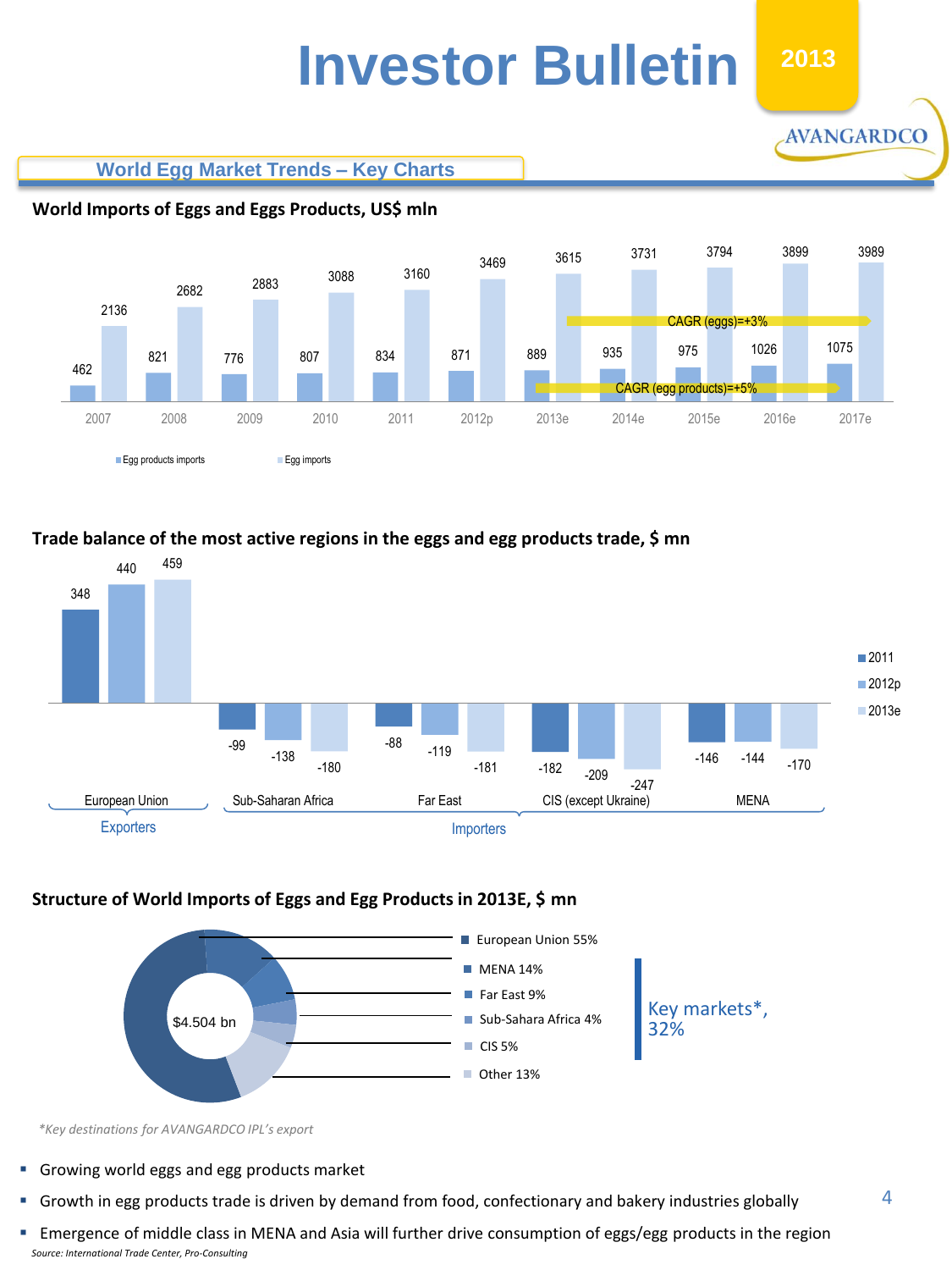# Investor Bulletin 2013

AVANGARDCO

## World Egg Market Trends – Key Charts

### World Imports of Eggs and Eggs Products, US$ mln

2007: 462, 2136
2008: 821, 2682
2009: 776, 2883
2010: 807, 3088
2011: 834, 3160
2012p: 871, 3469
2013e: 889, 3615
2014e: 935, 3731
2015e: 975, 3794
2016e: 1026, 3899
2017e: 1075, 3989

CAGR (eggs)=+3%
CAGR (egg products)=+5%

Egg products imports
Egg imports

### Trade balance of the most active regions in the eggs and egg products trade, $ mn

2011, 2012p, 2013e

Exporters
European Union: 348, 440, 459

Importers
Sub-Saharan Africa: -99, -138, -180
Far East: -88, -119, -181
CIS (except Ukraine): -182, -209, -247
MENA: -146, -144, -170

### Structure of World Imports of Eggs and Egg Products in 2013E, $ mn

$4.504 bn

European Union 55%
MENA 14%
Far East 9%
Sub-Sahara Africa 4%
CIS 5%
Other 13%

Key markets*, 32%

*Key destinations for AVANGARDCO IPL's export*

- Growing world eggs and egg products market
- Growth in egg products trade is driven by demand from food, confectionary and bakery industries globally
- Emergence of middle class in MENA and Asia will further drive consumption of eggs/egg products in the region

*Source: International Trade Center, Pro-Consulting*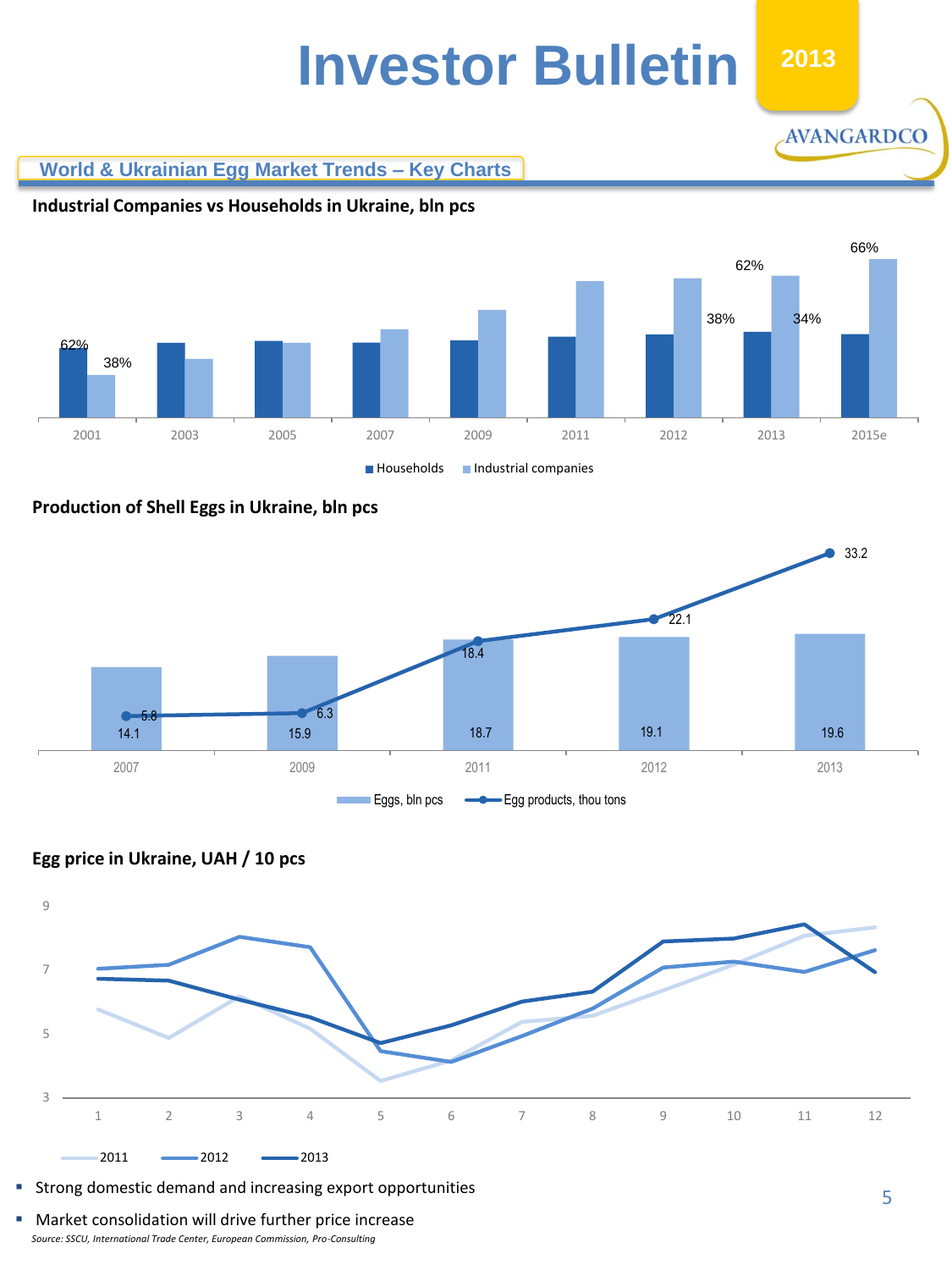# Investor Bulletin 2013

## World & Ukrainian Egg Market Trends – Key Charts

### Industrial Companies vs Households in Ukraine, bln pcs

62%
38%
38%
62%
34%
66%

2001 2003 2005 2007 2009 2011 2012 2013 2015e

Households
Industrial companies

### Production of Shell Eggs in Ukraine, bln pcs

14.1 15.9 18.7 19.1 19.6

5.8 6.3 18.4 22.1 33.2

2007 2009 2011 2012 2013

Eggs, bln pcs
Egg products, thou tons

### Egg price in Ukraine, UAH / 10 pcs

9
7
5
3

1 2 3 4 5 6 7 8 9 10 11 12

2011
2012
2013

- Strong domestic demand and increasing export opportunities
- Market consolidation will drive further price increase

*Source: SSCU, International Trade Center, European Commission, Pro-Consulting*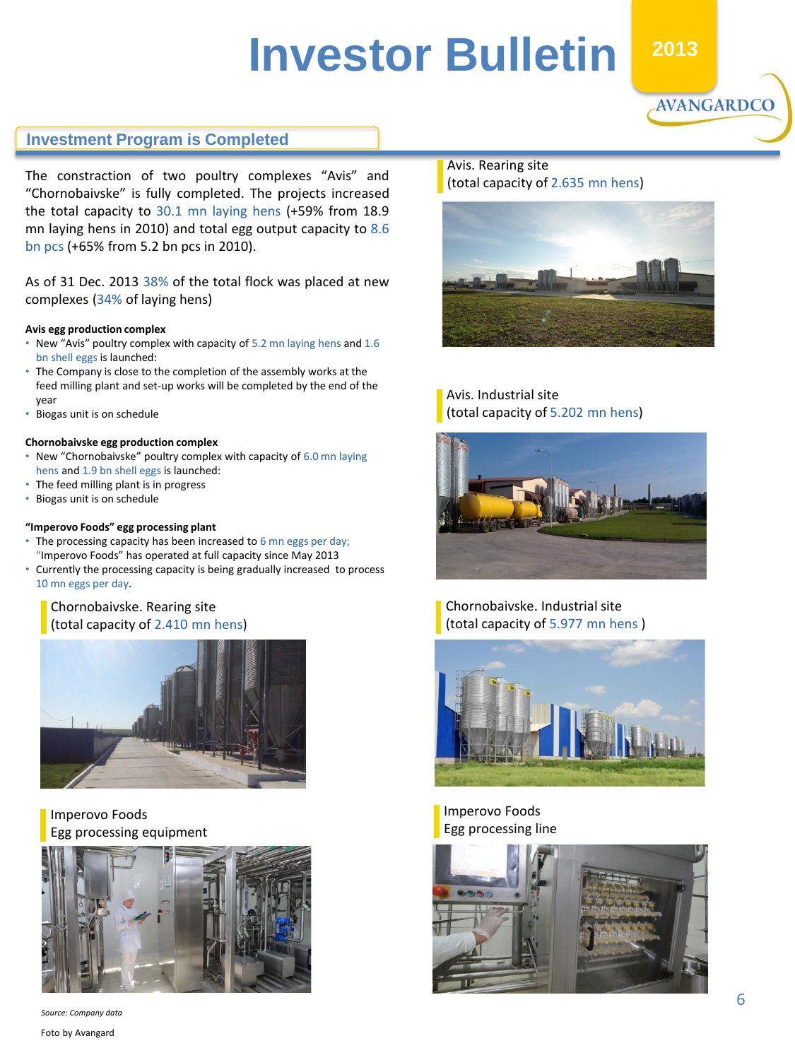# Investor Bulletin 2013

## Investment Program is Completed

The constraction of two poultry complexes "Avis" and "Chornobaivske" is fully completed. The projects increased the total capacity to 30.1 mn laying hens (+59% from 18.9 mn laying hens in 2010) and total egg output capacity to 8.6 bn pcs (+65% from 5.2 bn pcs in 2010).

As of 31 Dec. 2013 38% of the total flock was placed at new complexes (34% of laying hens)

**Avis egg production complex**

- New "Avis" poultry complex with capacity of 5.2 mn laying hens and 1.6 bn shell eggs is launched:
- The Company is close to the completion of the assembly works at the feed milling plant and set-up works will be completed by the end of the year
- Biogas unit is on schedule

**Chornobaivske egg production complex**

- New "Chornobaivske" poultry complex with capacity of 6.0 mn laying hens and 1.9 bn shell eggs is launched:
- The feed milling plant is in progress
- Biogas unit is on schedule

**"Imperovo Foods" egg processing plant**

- The processing capacity has been increased to 6 mn eggs per day; "Imperovo Foods" has operated at full capacity since May 2013
- Currently the processing capacity is being gradually increased to process 10 mn eggs per day.

Avis. Rearing site
(total capacity of 2.635 mn hens)

Avis. Industrial site
(total capacity of 5.202 mn hens)

Chornobaivske. Rearing site
(total capacity of 2.410 mn hens)

Chornobaivske. Industrial site
(total capacity of 5.977 mn hens )

Imperovo Foods
Egg processing equipment

Imperovo Foods
Egg processing line

*Source: Company data*

Foto by Avangard